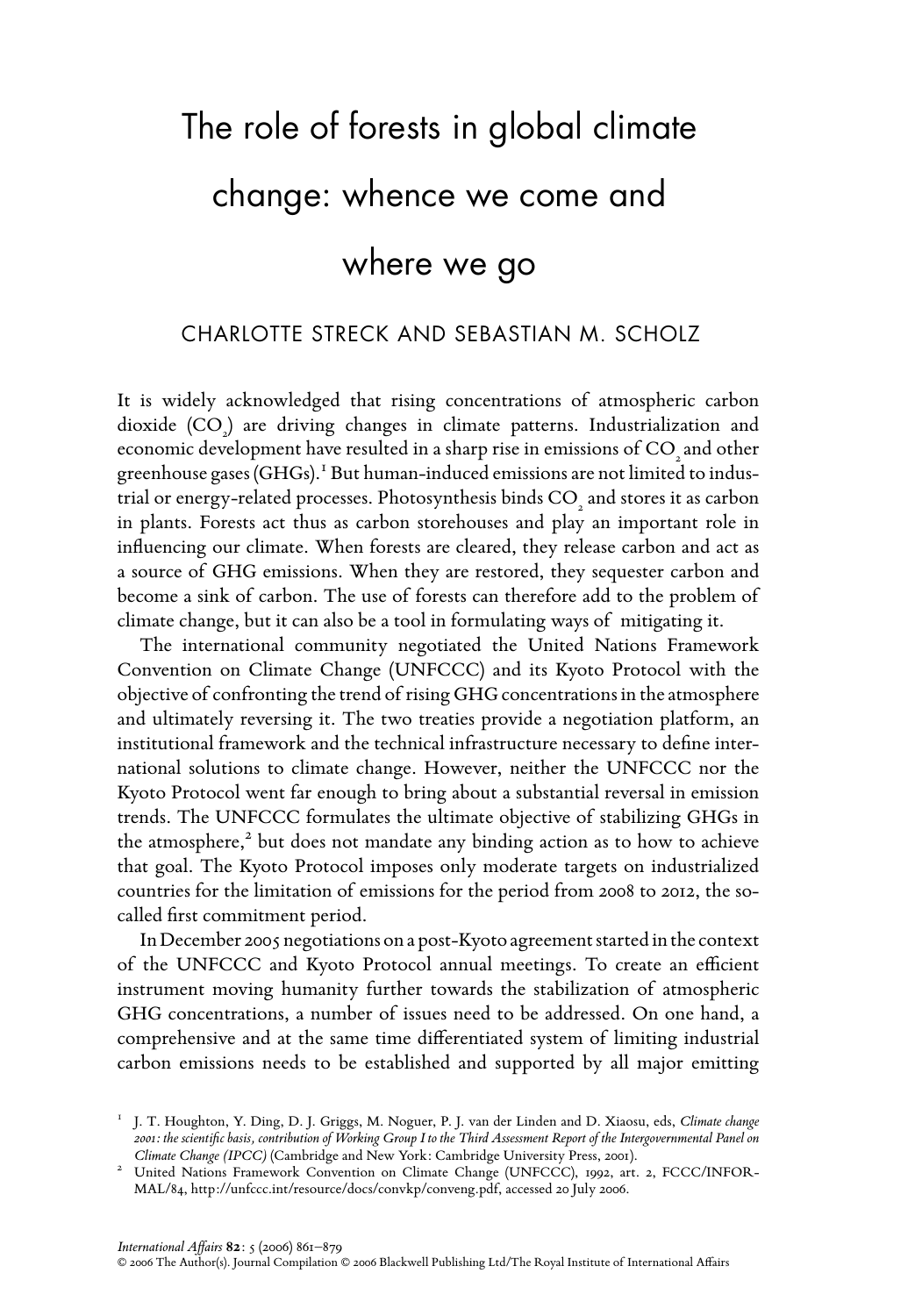# The role of forests in global climate change: whence we come and where we go

CHARLOTTE STRECK AND SEBASTIAN M. SCHOLZ

It is widely acknowledged that rising concentrations of atmospheric carbon dioxide ($CO_2$) are driving changes in climate patterns. Industrialization and economic development have resulted in a sharp rise in emissions of $CO_2$ and other greenhouse gases (GHGs).[1] But human-induced emissions are not limited to industrial or energy-related processes. Photosynthesis binds $CO_2$ and stores it as carbon in plants. Forests act thus as carbon storehouses and play an important role in influencing our climate. When forests are cleared, they release carbon and act as a source of GHG emissions. When they are restored, they sequester carbon and become a sink of carbon. The use of forests can therefore add to the problem of climate change, but it can also be a tool in formulating ways of mitigating it.

The international community negotiated the United Nations Framework Convention on Climate Change (UNFCCC) and its Kyoto Protocol with the objective of confronting the trend of rising GHG concentrations in the atmosphere and ultimately reversing it. The two treaties provide a negotiation platform, an institutional framework and the technical infrastructure necessary to define international solutions to climate change. However, neither the UNFCCC nor the Kyoto Protocol went far enough to bring about a substantial reversal in emission trends. The UNFCCC formulates the ultimate objective of stabilizing GHGs in the atmosphere,[2] but does not mandate any binding action as to how to achieve that goal. The Kyoto Protocol imposes only moderate targets on industrialized countries for the limitation of emissions for the period from 2008 to 2012, the so-called first commitment period.

In December 2005 negotiations on a post-Kyoto agreement started in the context of the UNFCCC and Kyoto Protocol annual meetings. To create an efficient instrument moving humanity further towards the stabilization of atmospheric GHG concentrations, a number of issues need to be addressed. On one hand, a comprehensive and at the same time differentiated system of limiting industrial carbon emissions needs to be established and supported by all major emitting

[1] J. T. Houghton, Y. Ding, D. J. Griggs, M. Noguer, P. J. van der Linden and D. Xiaosu, eds, *Climate change 2001: the scientific basis, contribution of Working Group I to the Third Assessment Report of the Intergovernmental Panel on Climate Change (IPCC)* (Cambridge and New York: Cambridge University Press, 2001).

[2] United Nations Framework Convention on Climate Change (UNFCCC), 1992, art. 2, FCCC/INFORMAL/84, http://unfccc.int/resource/docs/convkp/conveng.pdf, accessed 20 July 2006.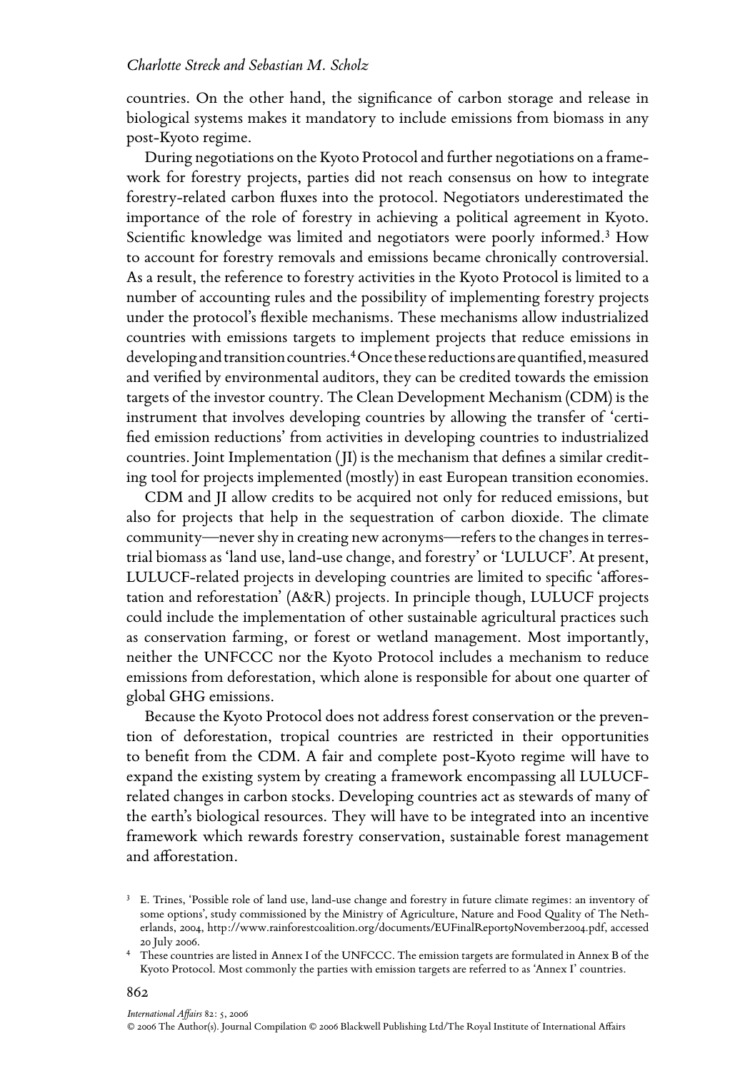countries. On the other hand, the significance of carbon storage and release in biological systems makes it mandatory to include emissions from biomass in any post-Kyoto regime.

During negotiations on the Kyoto Protocol and further negotiations on a framework for forestry projects, parties did not reach consensus on how to integrate forestry-related carbon fluxes into the protocol. Negotiators underestimated the importance of the role of forestry in achieving a political agreement in Kyoto. Scientific knowledge was limited and negotiators were poorly informed.[3] How to account for forestry removals and emissions became chronically controversial. As a result, the reference to forestry activities in the Kyoto Protocol is limited to a number of accounting rules and the possibility of implementing forestry projects under the protocol's flexible mechanisms. These mechanisms allow industrialized countries with emissions targets to implement projects that reduce emissions in developing and transition countries.[4] Once these reductions are quantified, measured and verified by environmental auditors, they can be credited towards the emission targets of the investor country. The Clean Development Mechanism (CDM) is the instrument that involves developing countries by allowing the transfer of 'certified emission reductions' from activities in developing countries to industrialized countries. Joint Implementation (JI) is the mechanism that defines a similar crediting tool for projects implemented (mostly) in east European transition economies.

CDM and JI allow credits to be acquired not only for reduced emissions, but also for projects that help in the sequestration of carbon dioxide. The climate community—never shy in creating new acronyms—refers to the changes in terrestrial biomass as 'land use, land-use change, and forestry' or 'LULUCF'. At present, LULUCF-related projects in developing countries are limited to specific 'afforestation and reforestation' (A&R) projects. In principle though, LULUCF projects could include the implementation of other sustainable agricultural practices such as conservation farming, or forest or wetland management. Most importantly, neither the UNFCCC nor the Kyoto Protocol includes a mechanism to reduce emissions from deforestation, which alone is responsible for about one quarter of global GHG emissions.

Because the Kyoto Protocol does not address forest conservation or the prevention of deforestation, tropical countries are restricted in their opportunities to benefit from the CDM. A fair and complete post-Kyoto regime will have to expand the existing system by creating a framework encompassing all LULUCF-related changes in carbon stocks. Developing countries act as stewards of many of the earth's biological resources. They will have to be integrated into an incentive framework which rewards forestry conservation, sustainable forest management and afforestation.

[3] E. Trines, 'Possible role of land use, land-use change and forestry in future climate regimes: an inventory of some options', study commissioned by the Ministry of Agriculture, Nature and Food Quality of The Netherlands, 2004, http://www.rainforestcoalition.org/documents/EUFinalReport9November2004.pdf, accessed 20 July 2006.

[4] These countries are listed in Annex I of the UNFCCC. The emission targets are formulated in Annex B of the Kyoto Protocol. Most commonly the parties with emission targets are referred to as 'Annex I' countries.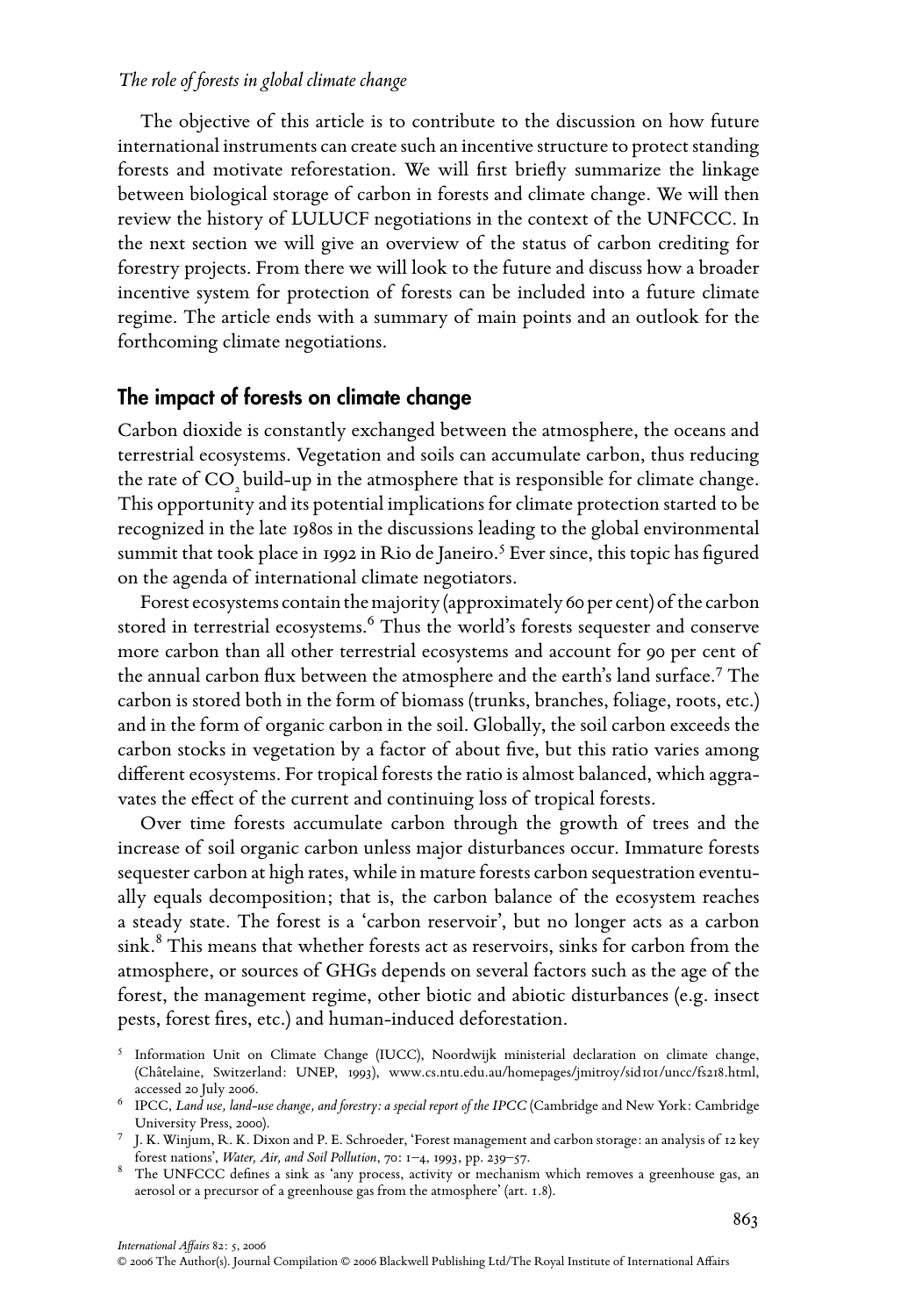The objective of this article is to contribute to the discussion on how future international instruments can create such an incentive structure to protect standing forests and motivate reforestation. We will first briefly summarize the linkage between biological storage of carbon in forests and climate change. We will then review the history of LULUCF negotiations in the context of the UNFCCC. In the next section we will give an overview of the status of carbon crediting for forestry projects. From there we will look to the future and discuss how a broader incentive system for protection of forests can be included into a future climate regime. The article ends with a summary of main points and an outlook for the forthcoming climate negotiations.

## The impact of forests on climate change

Carbon dioxide is constantly exchanged between the atmosphere, the oceans and terrestrial ecosystems. Vegetation and soils can accumulate carbon, thus reducing the rate of $CO_2$ build-up in the atmosphere that is responsible for climate change. This opportunity and its potential implications for climate protection started to be recognized in the late 1980s in the discussions leading to the global environmental summit that took place in 1992 in Rio de Janeiro.[5] Ever since, this topic has figured on the agenda of international climate negotiators.

Forest ecosystems contain the majority (approximately 60 per cent) of the carbon stored in terrestrial ecosystems.[6] Thus the world's forests sequester and conserve more carbon than all other terrestrial ecosystems and account for 90 per cent of the annual carbon flux between the atmosphere and the earth's land surface.[7] The carbon is stored both in the form of biomass (trunks, branches, foliage, roots, etc.) and in the form of organic carbon in the soil. Globally, the soil carbon exceeds the carbon stocks in vegetation by a factor of about five, but this ratio varies among different ecosystems. For tropical forests the ratio is almost balanced, which aggravates the effect of the current and continuing loss of tropical forests.

Over time forests accumulate carbon through the growth of trees and the increase of soil organic carbon unless major disturbances occur. Immature forests sequester carbon at high rates, while in mature forests carbon sequestration eventually equals decomposition; that is, the carbon balance of the ecosystem reaches a steady state. The forest is a 'carbon reservoir', but no longer acts as a carbon sink.[8] This means that whether forests act as reservoirs, sinks for carbon from the atmosphere, or sources of GHGs depends on several factors such as the age of the forest, the management regime, other biotic and abiotic disturbances (e.g. insect pests, forest fires, etc.) and human-induced deforestation.

[5] Information Unit on Climate Change (IUCC), Noordwijk ministerial declaration on climate change, (Châtelaine, Switzerland: UNEP, 1993), www.cs.ntu.edu.au/homepages/jmitroy/sid101/uncc/fs218.html, accessed 20 July 2006.

[6] IPCC, *Land use, land-use change, and forestry: a special report of the IPCC* (Cambridge and New York: Cambridge University Press, 2000).

[7] J. K. Winjum, R. K. Dixon and P. E. Schroeder, 'Forest management and carbon storage: an analysis of 12 key forest nations', *Water, Air, and Soil Pollution*, 70: 1–4, 1993, pp. 239–57.

[8] The UNFCCC defines a sink as 'any process, activity or mechanism which removes a greenhouse gas, an aerosol or a precursor of a greenhouse gas from the atmosphere' (art. 1.8).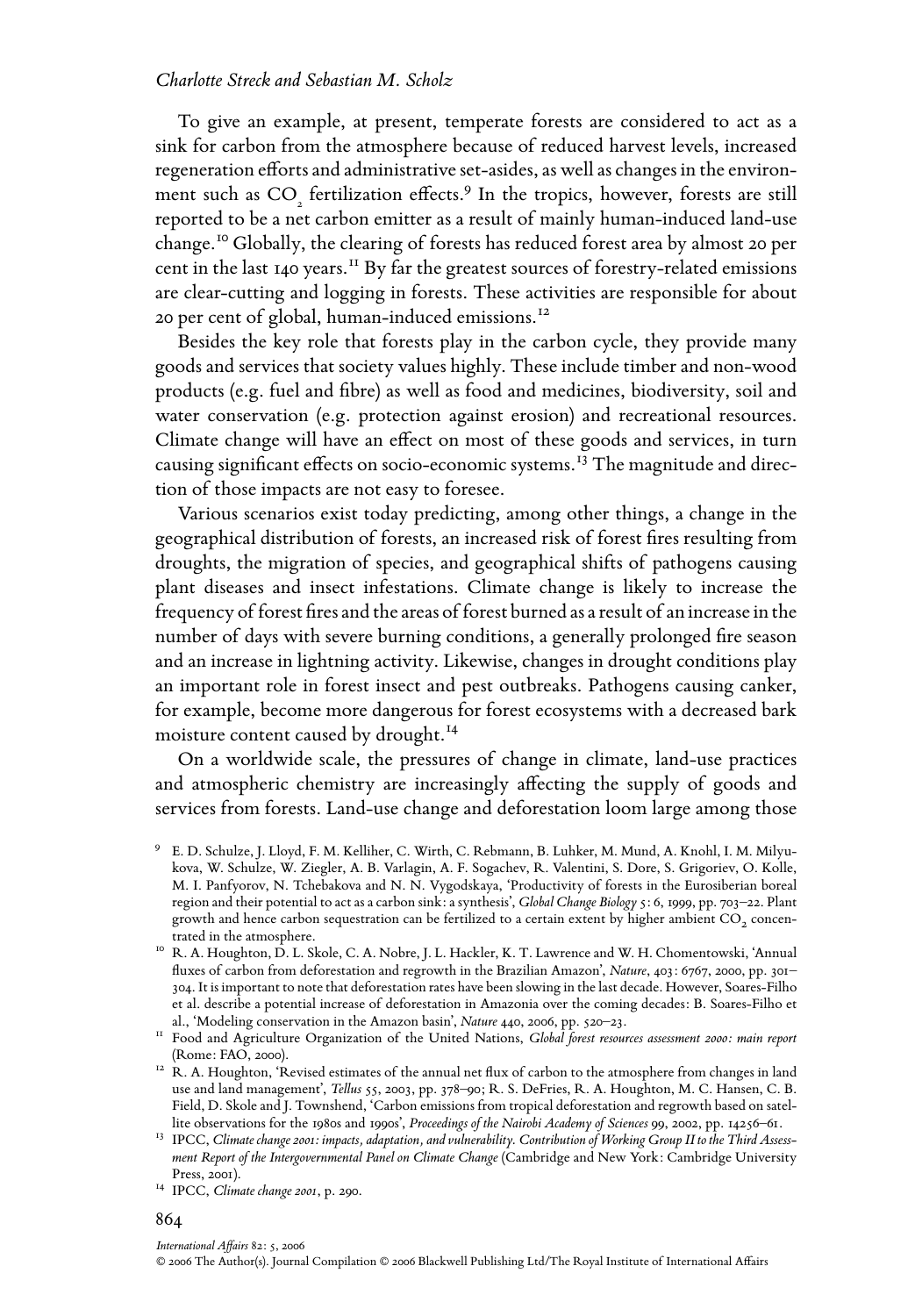To give an example, at present, temperate forests are considered to act as a sink for carbon from the atmosphere because of reduced harvest levels, increased regeneration efforts and administrative set-asides, as well as changes in the environment such as $CO_2$ fertilization effects.[9] In the tropics, however, forests are still reported to be a net carbon emitter as a result of mainly human-induced land-use change.[10] Globally, the clearing of forests has reduced forest area by almost 20 per cent in the last 140 years.[11] By far the greatest sources of forestry-related emissions are clear-cutting and logging in forests. These activities are responsible for about 20 per cent of global, human-induced emissions.[12]

Besides the key role that forests play in the carbon cycle, they provide many goods and services that society values highly. These include timber and non-wood products (e.g. fuel and fibre) as well as food and medicines, biodiversity, soil and water conservation (e.g. protection against erosion) and recreational resources. Climate change will have an effect on most of these goods and services, in turn causing significant effects on socio-economic systems.[13] The magnitude and direction of those impacts are not easy to foresee.

Various scenarios exist today predicting, among other things, a change in the geographical distribution of forests, an increased risk of forest fires resulting from droughts, the migration of species, and geographical shifts of pathogens causing plant diseases and insect infestations. Climate change is likely to increase the frequency of forest fires and the areas of forest burned as a result of an increase in the number of days with severe burning conditions, a generally prolonged fire season and an increase in lightning activity. Likewise, changes in drought conditions play an important role in forest insect and pest outbreaks. Pathogens causing canker, for example, become more dangerous for forest ecosystems with a decreased bark moisture content caused by drought.[14]

On a worldwide scale, the pressures of change in climate, land-use practices and atmospheric chemistry are increasingly affecting the supply of goods and services from forests. Land-use change and deforestation loom large among those

---

[9] E. D. Schulze, J. Lloyd, F. M. Kelliher, C. Wirth, C. Rebmann, B. Luhker, M. Mund, A. Knohl, I. M. Milyukova, W. Schulze, W. Ziegler, A. B. Varlagin, A. F. Sogachev, R. Valentini, S. Dore, S. Grigoriev, O. Kolle, M. I. Panfyorov, N. Tchebakova and N. N. Vygodskaya, 'Productivity of forests in the Eurosiberian boreal region and their potential to act as a carbon sink: a synthesis', *Global Change Biology* 5: 6, 1999, pp. 703–22. Plant growth and hence carbon sequestration can be fertilized to a certain extent by higher ambient $CO_2$ concentrated in the atmosphere.

[10] R. A. Houghton, D. L. Skole, C. A. Nobre, J. L. Hackler, K. T. Lawrence and W. H. Chomentowski, 'Annual fluxes of carbon from deforestation and regrowth in the Brazilian Amazon', *Nature*, 403: 6767, 2000, pp. 301–304. It is important to note that deforestation rates have been slowing in the last decade. However, Soares-Filho et al. describe a potential increase of deforestation in Amazonia over the coming decades: B. Soares-Filho et al., 'Modeling conservation in the Amazon basin', *Nature* 440, 2006, pp. 520–23.

[11] Food and Agriculture Organization of the United Nations, *Global forest resources assessment 2000: main report* (Rome: FAO, 2000).

[12] R. A. Houghton, 'Revised estimates of the annual net flux of carbon to the atmosphere from changes in land use and land management', *Tellus* 55, 2003, pp. 378–90; R. S. DeFries, R. A. Houghton, M. C. Hansen, C. B. Field, D. Skole and J. Townshend, 'Carbon emissions from tropical deforestation and regrowth based on satellite observations for the 1980s and 1990s', *Proceedings of the Nairobi Academy of Sciences* 99, 2002, pp. 14256–61.

[13] IPCC, *Climate change 2001: impacts, adaptation, and vulnerability. Contribution of Working Group II to the Third Assessment Report of the Intergovernmental Panel on Climate Change* (Cambridge and New York: Cambridge University Press, 2001).

[14] IPCC, *Climate change 2001*, p. 290.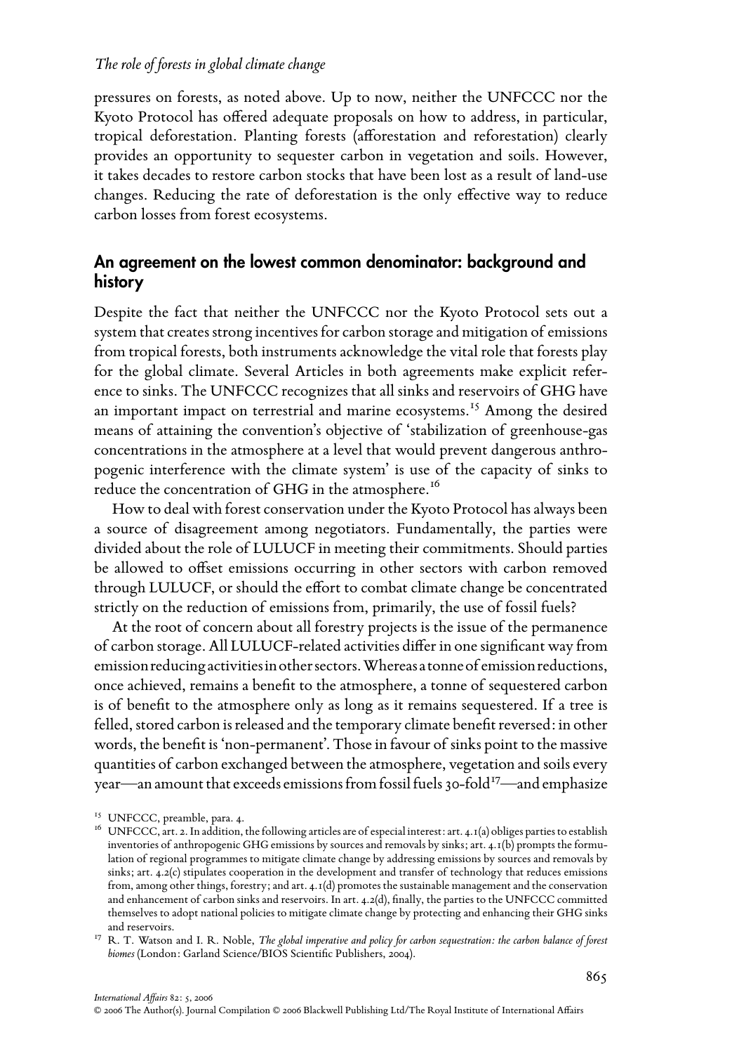pressures on forests, as noted above. Up to now, neither the UNFCCC nor the Kyoto Protocol has offered adequate proposals on how to address, in particular, tropical deforestation. Planting forests (afforestation and reforestation) clearly provides an opportunity to sequester carbon in vegetation and soils. However, it takes decades to restore carbon stocks that have been lost as a result of land-use changes. Reducing the rate of deforestation is the only effective way to reduce carbon losses from forest ecosystems.

## An agreement on the lowest common denominator: background and history

Despite the fact that neither the UNFCCC nor the Kyoto Protocol sets out a system that creates strong incentives for carbon storage and mitigation of emissions from tropical forests, both instruments acknowledge the vital role that forests play for the global climate. Several Articles in both agreements make explicit reference to sinks. The UNFCCC recognizes that all sinks and reservoirs of GHG have an important impact on terrestrial and marine ecosystems.[15] Among the desired means of attaining the convention's objective of 'stabilization of greenhouse-gas concentrations in the atmosphere at a level that would prevent dangerous anthropogenic interference with the climate system' is use of the capacity of sinks to reduce the concentration of GHG in the atmosphere.[16]

How to deal with forest conservation under the Kyoto Protocol has always been a source of disagreement among negotiators. Fundamentally, the parties were divided about the role of LULUCF in meeting their commitments. Should parties be allowed to offset emissions occurring in other sectors with carbon removed through LULUCF, or should the effort to combat climate change be concentrated strictly on the reduction of emissions from, primarily, the use of fossil fuels?

At the root of concern about all forestry projects is the issue of the permanence of carbon storage. All LULUCF-related activities differ in one significant way from emission reducing activities in other sectors. Whereas a tonne of emission reductions, once achieved, remains a benefit to the atmosphere, a tonne of sequestered carbon is of benefit to the atmosphere only as long as it remains sequestered. If a tree is felled, stored carbon is released and the temporary climate benefit reversed: in other words, the benefit is 'non-permanent'. Those in favour of sinks point to the massive quantities of carbon exchanged between the atmosphere, vegetation and soils every year—an amount that exceeds emissions from fossil fuels 30-fold[17]—and emphasize

[15] UNFCCC, preamble, para. 4.

[16] UNFCCC, art. 2. In addition, the following articles are of especial interest: art. 4.1(a) obliges parties to establish inventories of anthropogenic GHG emissions by sources and removals by sinks; art. 4.1(b) prompts the formulation of regional programmes to mitigate climate change by addressing emissions by sources and removals by sinks; art. 4.2(c) stipulates cooperation in the development and transfer of technology that reduces emissions from, among other things, forestry; and art. 4.1(d) promotes the sustainable management and the conservation and enhancement of carbon sinks and reservoirs. In art. 4.2(d), finally, the parties to the UNFCCC committed themselves to adopt national policies to mitigate climate change by protecting and enhancing their GHG sinks and reservoirs.

[17] R. T. Watson and I. R. Noble, *The global imperative and policy for carbon sequestration: the carbon balance of forest biomes* (London: Garland Science/BIOS Scientific Publishers, 2004).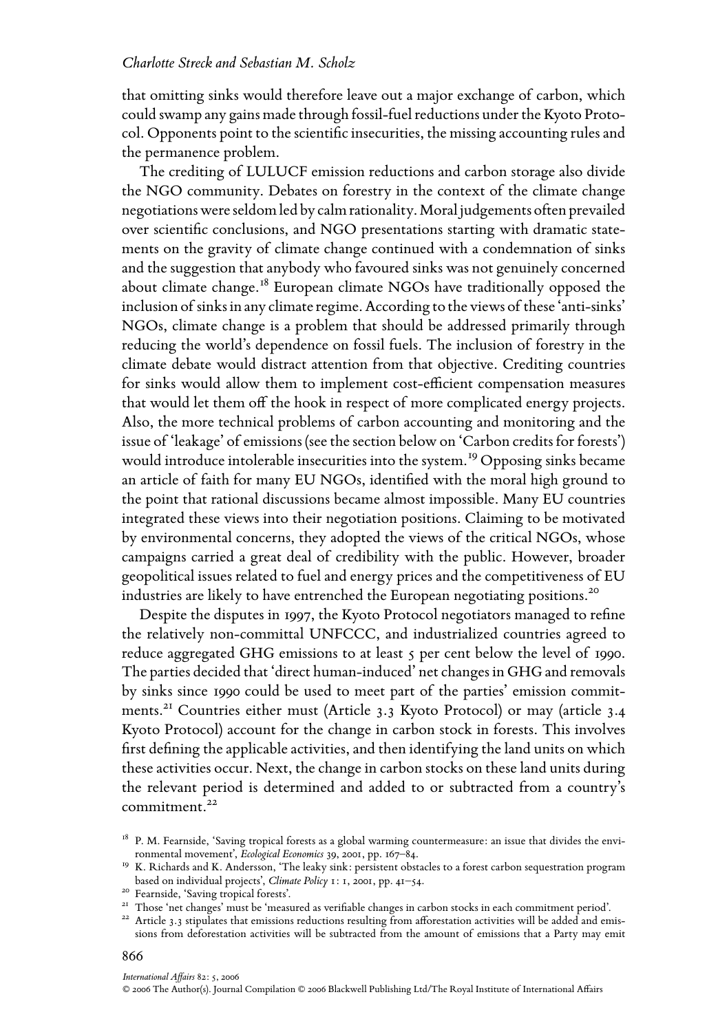that omitting sinks would therefore leave out a major exchange of carbon, which could swamp any gains made through fossil-fuel reductions under the Kyoto Protocol. Opponents point to the scientific insecurities, the missing accounting rules and the permanence problem.

The crediting of LULUCF emission reductions and carbon storage also divide the NGO community. Debates on forestry in the context of the climate change negotiations were seldom led by calm rationality. Moral judgements often prevailed over scientific conclusions, and NGO presentations starting with dramatic statements on the gravity of climate change continued with a condemnation of sinks and the suggestion that anybody who favoured sinks was not genuinely concerned about climate change.[18] European climate NGOs have traditionally opposed the inclusion of sinks in any climate regime. According to the views of these 'anti-sinks' NGOs, climate change is a problem that should be addressed primarily through reducing the world's dependence on fossil fuels. The inclusion of forestry in the climate debate would distract attention from that objective. Crediting countries for sinks would allow them to implement cost-efficient compensation measures that would let them off the hook in respect of more complicated energy projects. Also, the more technical problems of carbon accounting and monitoring and the issue of 'leakage' of emissions (see the section below on 'Carbon credits for forests') would introduce intolerable insecurities into the system.[19] Opposing sinks became an article of faith for many EU NGOs, identified with the moral high ground to the point that rational discussions became almost impossible. Many EU countries integrated these views into their negotiation positions. Claiming to be motivated by environmental concerns, they adopted the views of the critical NGOs, whose campaigns carried a great deal of credibility with the public. However, broader geopolitical issues related to fuel and energy prices and the competitiveness of EU industries are likely to have entrenched the European negotiating positions.[20]

Despite the disputes in 1997, the Kyoto Protocol negotiators managed to refine the relatively non-committal UNFCCC, and industrialized countries agreed to reduce aggregated GHG emissions to at least 5 per cent below the level of 1990. The parties decided that 'direct human-induced' net changes in GHG and removals by sinks since 1990 could be used to meet part of the parties' emission commitments.[21] Countries either must (Article 3.3 Kyoto Protocol) or may (article 3.4 Kyoto Protocol) account for the change in carbon stock in forests. This involves first defining the applicable activities, and then identifying the land units on which these activities occur. Next, the change in carbon stocks on these land units during the relevant period is determined and added to or subtracted from a country's commitment.[22]

[18] P. M. Fearnside, 'Saving tropical forests as a global warming countermeasure: an issue that divides the environmental movement', *Ecological Economics* 39, 2001, pp. 167–84.

[19] K. Richards and K. Andersson, 'The leaky sink: persistent obstacles to a forest carbon sequestration program based on individual projects', *Climate Policy* 1: 1, 2001, pp. 41–54.

[20] Fearnside, 'Saving tropical forests'.

[21] Those 'net changes' must be 'measured as verifiable changes in carbon stocks in each commitment period'.

[22] Article 3.3 stipulates that emissions reductions resulting from afforestation activities will be added and emissions from deforestation activities will be subtracted from the amount of emissions that a Party may emit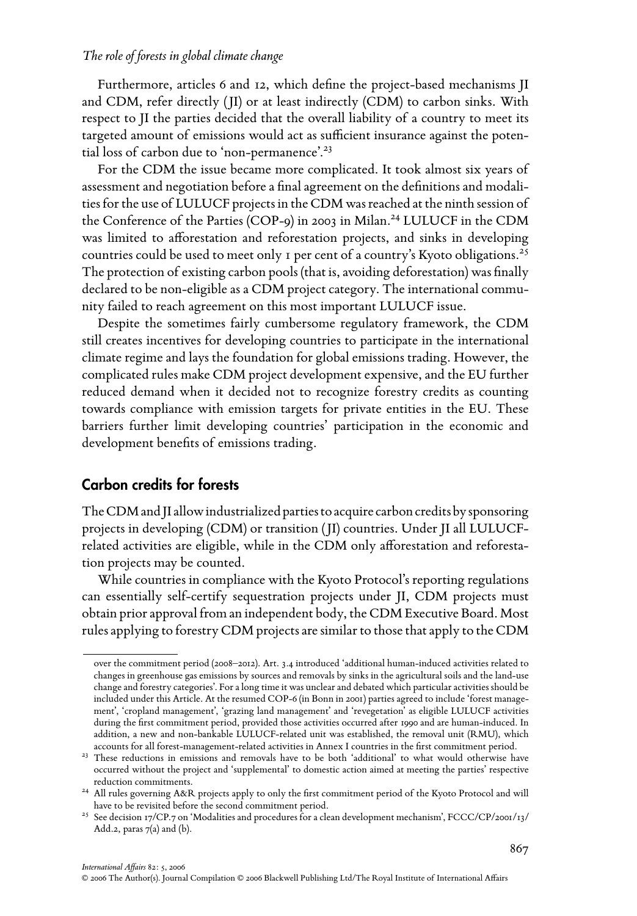Furthermore, articles 6 and 12, which define the project-based mechanisms JI and CDM, refer directly (JI) or at least indirectly (CDM) to carbon sinks. With respect to JI the parties decided that the overall liability of a country to meet its targeted amount of emissions would act as sufficient insurance against the potential loss of carbon due to 'non-permanence'.[23]

For the CDM the issue became more complicated. It took almost six years of assessment and negotiation before a final agreement on the definitions and modalities for the use of LULUCF projects in the CDM was reached at the ninth session of the Conference of the Parties (COP-9) in 2003 in Milan.[24] LULUCF in the CDM was limited to afforestation and reforestation projects, and sinks in developing countries could be used to meet only 1 per cent of a country's Kyoto obligations.[25] The protection of existing carbon pools (that is, avoiding deforestation) was finally declared to be non-eligible as a CDM project category. The international community failed to reach agreement on this most important LULUCF issue.

Despite the sometimes fairly cumbersome regulatory framework, the CDM still creates incentives for developing countries to participate in the international climate regime and lays the foundation for global emissions trading. However, the complicated rules make CDM project development expensive, and the EU further reduced demand when it decided not to recognize forestry credits as counting towards compliance with emission targets for private entities in the EU. These barriers further limit developing countries' participation in the economic and development benefits of emissions trading.

## Carbon credits for forests

The CDM and JI allow industrialized parties to acquire carbon credits by sponsoring projects in developing (CDM) or transition (JI) countries. Under JI all LULUCF-related activities are eligible, while in the CDM only afforestation and reforestation projects may be counted.

While countries in compliance with the Kyoto Protocol's reporting regulations can essentially self-certify sequestration projects under JI, CDM projects must obtain prior approval from an independent body, the CDM Executive Board. Most rules applying to forestry CDM projects are similar to those that apply to the CDM

---

over the commitment period (2008–2012). Art. 3.4 introduced 'additional human-induced activities related to changes in greenhouse gas emissions by sources and removals by sinks in the agricultural soils and the land-use change and forestry categories'. For a long time it was unclear and debated which particular activities should be included under this Article. At the resumed COP-6 (in Bonn in 2001) parties agreed to include 'forest management', 'cropland management', 'grazing land management' and 'revegetation' as eligible LULUCF activities during the first commitment period, provided those activities occurred after 1990 and are human-induced. In addition, a new and non-bankable LULUCF-related unit was established, the removal unit (RMU), which accounts for all forest-management-related activities in Annex I countries in the first commitment period.

[23] These reductions in emissions and removals have to be both 'additional' to what would otherwise have occurred without the project and 'supplemental' to domestic action aimed at meeting the parties' respective reduction commitments.

[24] All rules governing A&R projects apply to only the first commitment period of the Kyoto Protocol and will have to be revisited before the second commitment period.

[25] See decision 17/CP.7 on 'Modalities and procedures for a clean development mechanism', FCCC/CP/2001/13/Add.2, paras 7(a) and (b).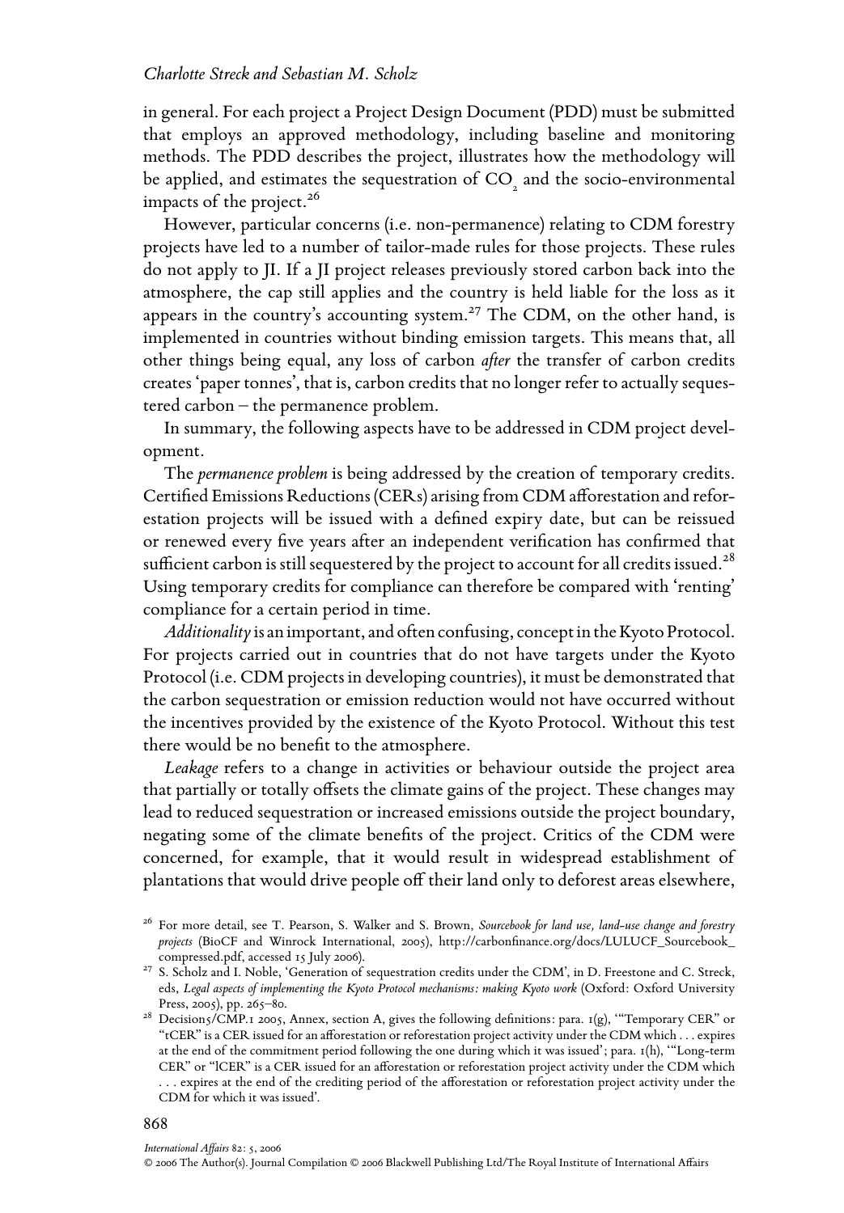in general. For each project a Project Design Document (PDD) must be submitted that employs an approved methodology, including baseline and monitoring methods. The PDD describes the project, illustrates how the methodology will be applied, and estimates the sequestration of $CO_2$ and the socio-environmental impacts of the project.[26]

However, particular concerns (i.e. non-permanence) relating to CDM forestry projects have led to a number of tailor-made rules for those projects. These rules do not apply to JI. If a JI project releases previously stored carbon back into the atmosphere, the cap still applies and the country is held liable for the loss as it appears in the country's accounting system.[27] The CDM, on the other hand, is implemented in countries without binding emission targets. This means that, all other things being equal, any loss of carbon *after* the transfer of carbon credits creates 'paper tonnes', that is, carbon credits that no longer refer to actually sequestered carbon – the permanence problem.

In summary, the following aspects have to be addressed in CDM project development.

The *permanence problem* is being addressed by the creation of temporary credits. Certified Emissions Reductions (CERs) arising from CDM afforestation and reforestation projects will be issued with a defined expiry date, but can be reissued or renewed every five years after an independent verification has confirmed that sufficient carbon is still sequestered by the project to account for all credits issued.[28] Using temporary credits for compliance can therefore be compared with 'renting' compliance for a certain period in time.

*Additionality* is an important, and often confusing, concept in the Kyoto Protocol. For projects carried out in countries that do not have targets under the Kyoto Protocol (i.e. CDM projects in developing countries), it must be demonstrated that the carbon sequestration or emission reduction would not have occurred without the incentives provided by the existence of the Kyoto Protocol. Without this test there would be no benefit to the atmosphere.

*Leakage* refers to a change in activities or behaviour outside the project area that partially or totally offsets the climate gains of the project. These changes may lead to reduced sequestration or increased emissions outside the project boundary, negating some of the climate benefits of the project. Critics of the CDM were concerned, for example, that it would result in widespread establishment of plantations that would drive people off their land only to deforest areas elsewhere,

---

[26] For more detail, see T. Pearson, S. Walker and S. Brown, *Sourcebook for land use, land-use change and forestry projects* (BioCF and Winrock International, 2005), http://carbonfinance.org/docs/LULUCF_Sourcebook_compressed.pdf, accessed 15 July 2006).

[27] S. Scholz and I. Noble, 'Generation of sequestration credits under the CDM', in D. Freestone and C. Streck, eds, *Legal aspects of implementing the Kyoto Protocol mechanisms: making Kyoto work* (Oxford: Oxford University Press, 2005), pp. 265–80.

[28] Decision5/CMP.1 2005, Annex, section A, gives the following definitions: para. 1(g), '"Temporary CER" or "tCER" is a CER issued for an afforestation or reforestation project activity under the CDM which . . . expires at the end of the commitment period following the one during which it was issued'; para. 1(h), '"Long-term CER" or "lCER" is a CER issued for an afforestation or reforestation project activity under the CDM which . . . expires at the end of the crediting period of the afforestation or reforestation project activity under the CDM for which it was issued'.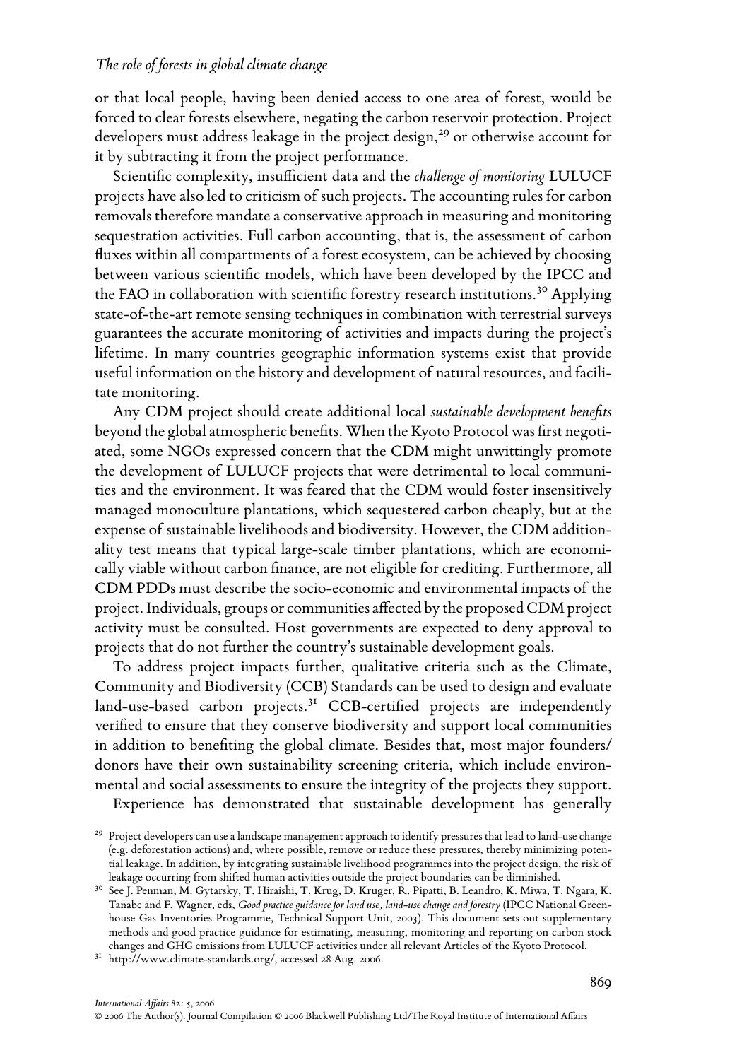or that local people, having been denied access to one area of forest, would be forced to clear forests elsewhere, negating the carbon reservoir protection. Project developers must address leakage in the project design,[29] or otherwise account for it by subtracting it from the project performance.

Scientific complexity, insufficient data and the *challenge of monitoring* LULUCF projects have also led to criticism of such projects. The accounting rules for carbon removals therefore mandate a conservative approach in measuring and monitoring sequestration activities. Full carbon accounting, that is, the assessment of carbon fluxes within all compartments of a forest ecosystem, can be achieved by choosing between various scientific models, which have been developed by the IPCC and the FAO in collaboration with scientific forestry research institutions.[30] Applying state-of-the-art remote sensing techniques in combination with terrestrial surveys guarantees the accurate monitoring of activities and impacts during the project's lifetime. In many countries geographic information systems exist that provide useful information on the history and development of natural resources, and facilitate monitoring.

Any CDM project should create additional local *sustainable development benefits* beyond the global atmospheric benefits. When the Kyoto Protocol was first negotiated, some NGOs expressed concern that the CDM might unwittingly promote the development of LULUCF projects that were detrimental to local communities and the environment. It was feared that the CDM would foster insensitively managed monoculture plantations, which sequestered carbon cheaply, but at the expense of sustainable livelihoods and biodiversity. However, the CDM additionality test means that typical large-scale timber plantations, which are economically viable without carbon finance, are not eligible for crediting. Furthermore, all CDM PDDs must describe the socio-economic and environmental impacts of the project. Individuals, groups or communities affected by the proposed CDM project activity must be consulted. Host governments are expected to deny approval to projects that do not further the country's sustainable development goals.

To address project impacts further, qualitative criteria such as the Climate, Community and Biodiversity (CCB) Standards can be used to design and evaluate land-use-based carbon projects.[31] CCB-certified projects are independently verified to ensure that they conserve biodiversity and support local communities in addition to benefiting the global climate. Besides that, most major founders/donors have their own sustainability screening criteria, which include environmental and social assessments to ensure the integrity of the projects they support.

Experience has demonstrated that sustainable development has generally

[29] Project developers can use a landscape management approach to identify pressures that lead to land-use change (e.g. deforestation actions) and, where possible, remove or reduce these pressures, thereby minimizing potential leakage. In addition, by integrating sustainable livelihood programmes into the project design, the risk of leakage occurring from shifted human activities outside the project boundaries can be diminished.

[30] See J. Penman, M. Gytarsky, T. Hiraishi, T. Krug, D. Kruger, R. Pipatti, B. Leandro, K. Miwa, T. Ngara, K. Tanabe and F. Wagner, eds, *Good practice guidance for land use, land-use change and forestry* (IPCC National Greenhouse Gas Inventories Programme, Technical Support Unit, 2003). This document sets out supplementary methods and good practice guidance for estimating, measuring, monitoring and reporting on carbon stock changes and GHG emissions from LULUCF activities under all relevant Articles of the Kyoto Protocol.

[31] http://www.climate-standards.org/, accessed 28 Aug. 2006.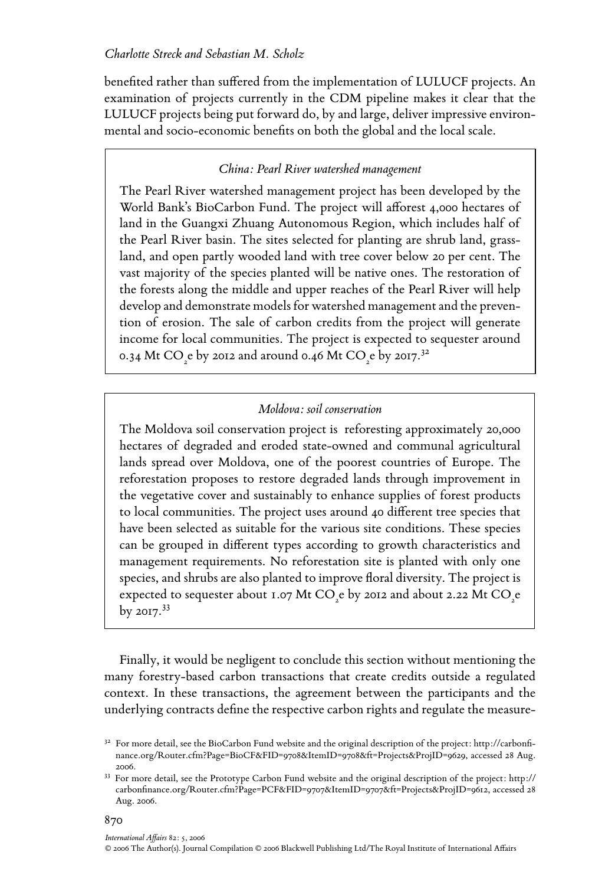benefited rather than suffered from the implementation of LULUCF projects. An examination of projects currently in the CDM pipeline makes it clear that the LULUCF projects being put forward do, by and large, deliver impressive environmental and socio-economic benefits on both the global and the local scale.

> *China: Pearl River watershed management*
>
> The Pearl River watershed management project has been developed by the World Bank's BioCarbon Fund. The project will afforest 4,000 hectares of land in the Guangxi Zhuang Autonomous Region, which includes half of the Pearl River basin. The sites selected for planting are shrub land, grassland, and open partly wooded land with tree cover below 20 per cent. The vast majority of the species planted will be native ones. The restoration of the forests along the middle and upper reaches of the Pearl River will help develop and demonstrate models for watershed management and the prevention of erosion. The sale of carbon credits from the project will generate income for local communities. The project is expected to sequester around 0.34 Mt $CO_2e$ by 2012 and around 0.46 Mt $CO_2e$ by 2017.[32]

> *Moldova: soil conservation*
>
> The Moldova soil conservation project is reforesting approximately 20,000 hectares of degraded and eroded state-owned and communal agricultural lands spread over Moldova, one of the poorest countries of Europe. The reforestation proposes to restore degraded lands through improvement in the vegetative cover and sustainably to enhance supplies of forest products to local communities. The project uses around 40 different tree species that have been selected as suitable for the various site conditions. These species can be grouped in different types according to growth characteristics and management requirements. No reforestation site is planted with only one species, and shrubs are also planted to improve floral diversity. The project is expected to sequester about 1.07 Mt $CO_2e$ by 2012 and about 2.22 Mt $CO_2e$ by 2017.[33]

Finally, it would be negligent to conclude this section without mentioning the many forestry-based carbon transactions that create credits outside a regulated context. In these transactions, the agreement between the participants and the underlying contracts define the respective carbon rights and regulate the measure-

---

[32] For more detail, see the BioCarbon Fund website and the original description of the project: http://carbonfinance.org/Router.cfm?Page=BioCF&FID=9708&ItemID=9708&ft=Projects&ProjID=9629, accessed 28 Aug. 2006.

[33] For more detail, see the Prototype Carbon Fund website and the original description of the project: http://carbonfinance.org/Router.cfm?Page=PCF&FID=9707&ItemID=9707&ft=Projects&ProjID=9612, accessed 28 Aug. 2006.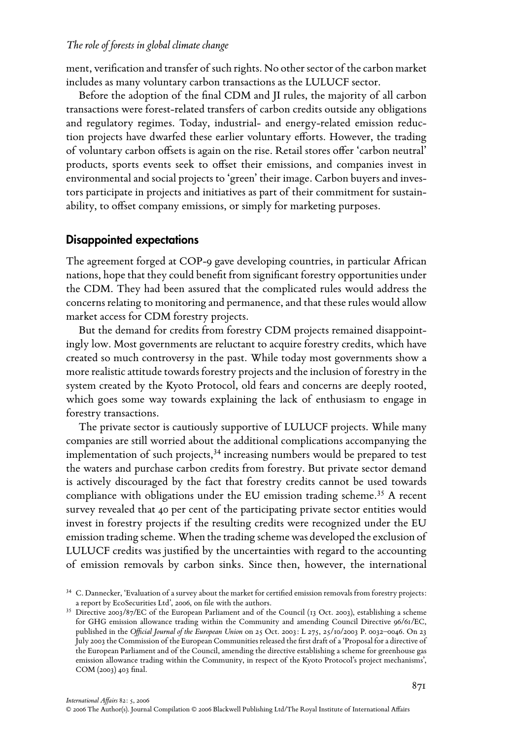ment, verification and transfer of such rights. No other sector of the carbon market includes as many voluntary carbon transactions as the LULUCF sector.

Before the adoption of the final CDM and JI rules, the majority of all carbon transactions were forest-related transfers of carbon credits outside any obligations and regulatory regimes. Today, industrial- and energy-related emission reduction projects have dwarfed these earlier voluntary efforts. However, the trading of voluntary carbon offsets is again on the rise. Retail stores offer 'carbon neutral' products, sports events seek to offset their emissions, and companies invest in environmental and social projects to 'green' their image. Carbon buyers and investors participate in projects and initiatives as part of their commitment for sustainability, to offset company emissions, or simply for marketing purposes.

## Disappointed expectations

The agreement forged at COP-9 gave developing countries, in particular African nations, hope that they could benefit from significant forestry opportunities under the CDM. They had been assured that the complicated rules would address the concerns relating to monitoring and permanence, and that these rules would allow market access for CDM forestry projects.

But the demand for credits from forestry CDM projects remained disappointingly low. Most governments are reluctant to acquire forestry credits, which have created so much controversy in the past. While today most governments show a more realistic attitude towards forestry projects and the inclusion of forestry in the system created by the Kyoto Protocol, old fears and concerns are deeply rooted, which goes some way towards explaining the lack of enthusiasm to engage in forestry transactions.

The private sector is cautiously supportive of LULUCF projects. While many companies are still worried about the additional complications accompanying the implementation of such projects,[34] increasing numbers would be prepared to test the waters and purchase carbon credits from forestry. But private sector demand is actively discouraged by the fact that forestry credits cannot be used towards compliance with obligations under the EU emission trading scheme.[35] A recent survey revealed that 40 per cent of the participating private sector entities would invest in forestry projects if the resulting credits were recognized under the EU emission trading scheme. When the trading scheme was developed the exclusion of LULUCF credits was justified by the uncertainties with regard to the accounting of emission removals by carbon sinks. Since then, however, the international

[34] C. Dannecker, 'Evaluation of a survey about the market for certified emission removals from forestry projects: a report by EcoSecurities Ltd', 2006, on file with the authors.

[35] Directive 2003/87/EC of the European Parliament and of the Council (13 Oct. 2003), establishing a scheme for GHG emission allowance trading within the Community and amending Council Directive 96/61/EC, published in the *Official Journal of the European Union* on 25 Oct. 2003: L 275, 25/10/2003 P. 0032–0046. On 23 July 2003 the Commission of the European Communities released the first draft of a 'Proposal for a directive of the European Parliament and of the Council, amending the directive establishing a scheme for greenhouse gas emission allowance trading within the Community, in respect of the Kyoto Protocol's project mechanisms', COM (2003) 403 final.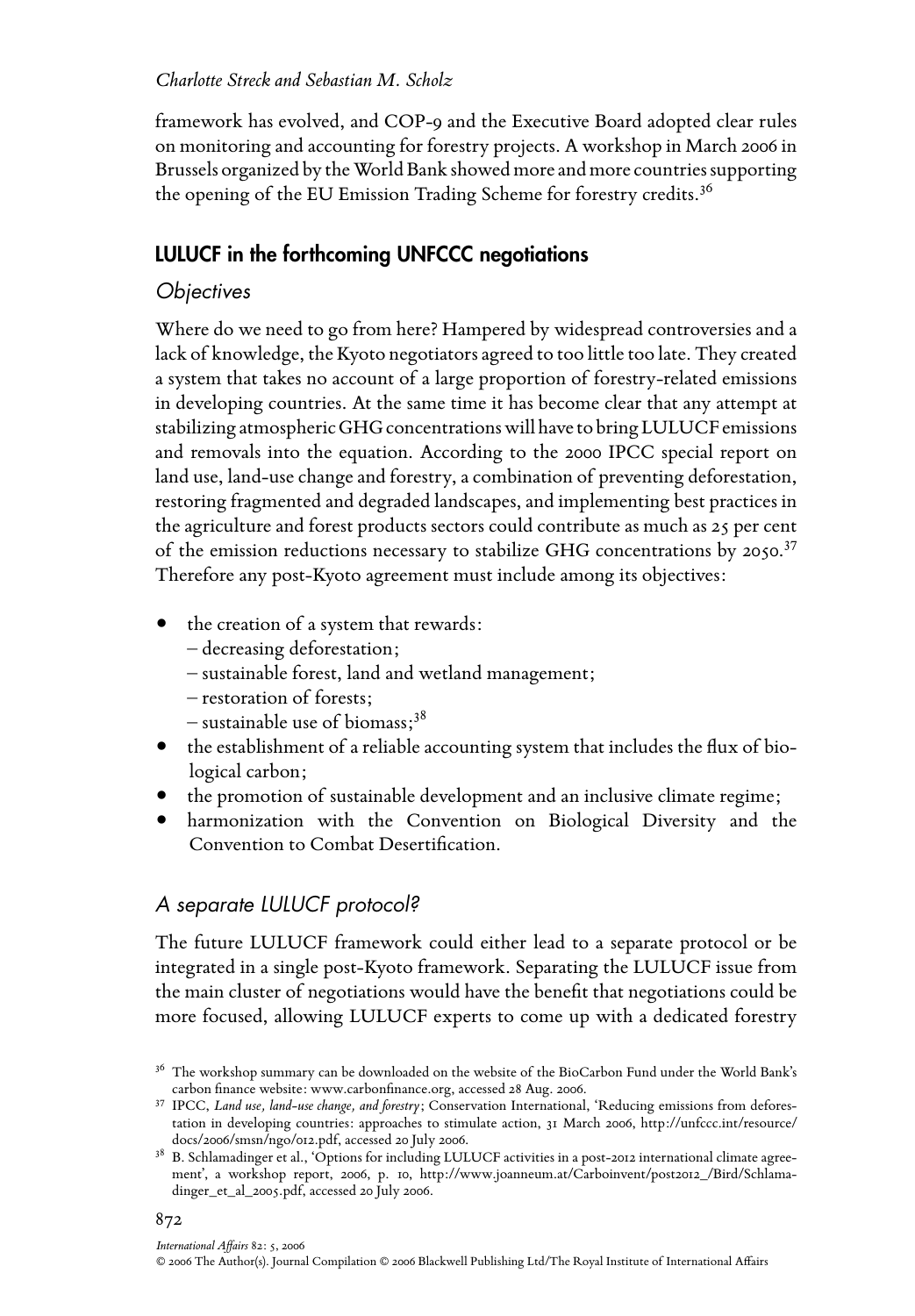framework has evolved, and COP-9 and the Executive Board adopted clear rules on monitoring and accounting for forestry projects. A workshop in March 2006 in Brussels organized by the World Bank showed more and more countries supporting the opening of the EU Emission Trading Scheme for forestry credits.[36]

## LULUCF in the forthcoming UNFCCC negotiations

### *Objectives*

Where do we need to go from here? Hampered by widespread controversies and a lack of knowledge, the Kyoto negotiators agreed to too little too late. They created a system that takes no account of a large proportion of forestry-related emissions in developing countries. At the same time it has become clear that any attempt at stabilizing atmospheric GHG concentrations will have to bring LULUCF emissions and removals into the equation. According to the 2000 IPCC special report on land use, land-use change and forestry, a combination of preventing deforestation, restoring fragmented and degraded landscapes, and implementing best practices in the agriculture and forest products sectors could contribute as much as 25 per cent of the emission reductions necessary to stabilize GHG concentrations by 2050.[37] Therefore any post-Kyoto agreement must include among its objectives:

- the creation of a system that rewards:
  - decreasing deforestation;
  - sustainable forest, land and wetland management;
  - restoration of forests;
  - sustainable use of biomass;[38]
- the establishment of a reliable accounting system that includes the flux of biological carbon;
- the promotion of sustainable development and an inclusive climate regime;
- harmonization with the Convention on Biological Diversity and the Convention to Combat Desertification.

### *A separate LULUCF protocol?*

The future LULUCF framework could either lead to a separate protocol or be integrated in a single post-Kyoto framework. Separating the LULUCF issue from the main cluster of negotiations would have the benefit that negotiations could be more focused, allowing LULUCF experts to come up with a dedicated forestry

---

[36] The workshop summary can be downloaded on the website of the BioCarbon Fund under the World Bank's carbon finance website: www.carbonfinance.org, accessed 28 Aug. 2006.

[37] IPCC, *Land use, land-use change, and forestry*; Conservation International, 'Reducing emissions from deforestation in developing countries: approaches to stimulate action, 31 March 2006, http://unfccc.int/resource/docs/2006/smsn/ngo/012.pdf, accessed 20 July 2006.

[38] B. Schlamadinger et al., 'Options for including LULUCF activities in a post-2012 international climate agreement', a workshop report, 2006, p. 10, http://www.joanneum.at/Carboinvent/post2012_/Bird/Schlamadinger_et_al_2005.pdf, accessed 20 July 2006.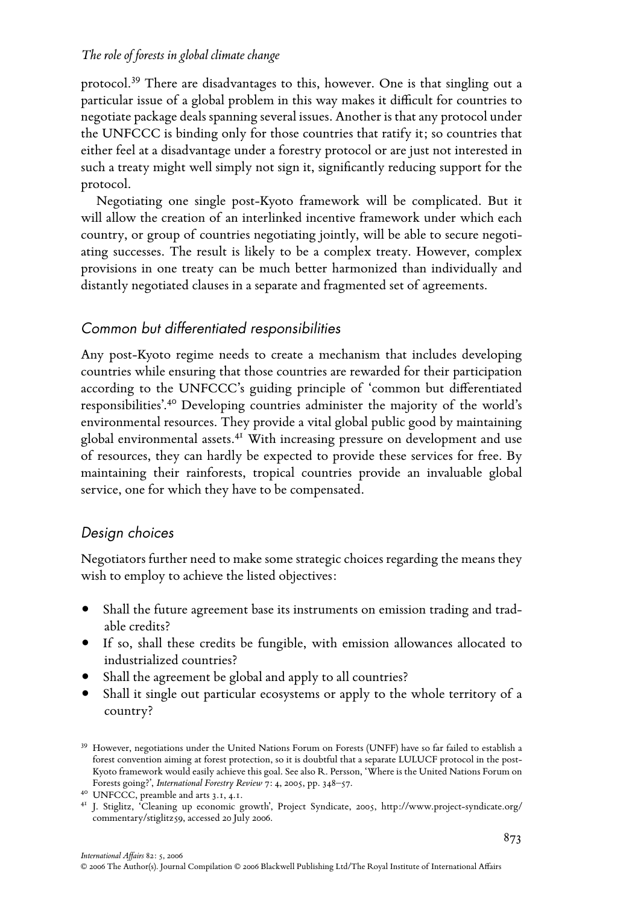protocol.[39] There are disadvantages to this, however. One is that singling out a particular issue of a global problem in this way makes it difficult for countries to negotiate package deals spanning several issues. Another is that any protocol under the UNFCCC is binding only for those countries that ratify it; so countries that either feel at a disadvantage under a forestry protocol or are just not interested in such a treaty might well simply not sign it, significantly reducing support for the protocol.

Negotiating one single post-Kyoto framework will be complicated. But it will allow the creation of an interlinked incentive framework under which each country, or group of countries negotiating jointly, will be able to secure negotiating successes. The result is likely to be a complex treaty. However, complex provisions in one treaty can be much better harmonized than individually and distantly negotiated clauses in a separate and fragmented set of agreements.

## *Common but differentiated responsibilities*

Any post-Kyoto regime needs to create a mechanism that includes developing countries while ensuring that those countries are rewarded for their participation according to the UNFCCC's guiding principle of 'common but differentiated responsibilities'.[40] Developing countries administer the majority of the world's environmental resources. They provide a vital global public good by maintaining global environmental assets.[41] With increasing pressure on development and use of resources, they can hardly be expected to provide these services for free. By maintaining their rainforests, tropical countries provide an invaluable global service, one for which they have to be compensated.

## *Design choices*

Negotiators further need to make some strategic choices regarding the means they wish to employ to achieve the listed objectives:

- Shall the future agreement base its instruments on emission trading and tradable credits?
- If so, shall these credits be fungible, with emission allowances allocated to industrialized countries?
- Shall the agreement be global and apply to all countries?
- Shall it single out particular ecosystems or apply to the whole territory of a country?

[39] However, negotiations under the United Nations Forum on Forests (UNFF) have so far failed to establish a forest convention aiming at forest protection, so it is doubtful that a separate LULUCF protocol in the post-Kyoto framework would easily achieve this goal. See also R. Persson, 'Where is the United Nations Forum on Forests going?', *International Forestry Review* 7: 4, 2005, pp. 348–57.

[40] UNFCCC, preamble and arts 3.1, 4.1.

[41] J. Stiglitz, 'Cleaning up economic growth', Project Syndicate, 2005, http://www.project-syndicate.org/commentary/stiglitz59, accessed 20 July 2006.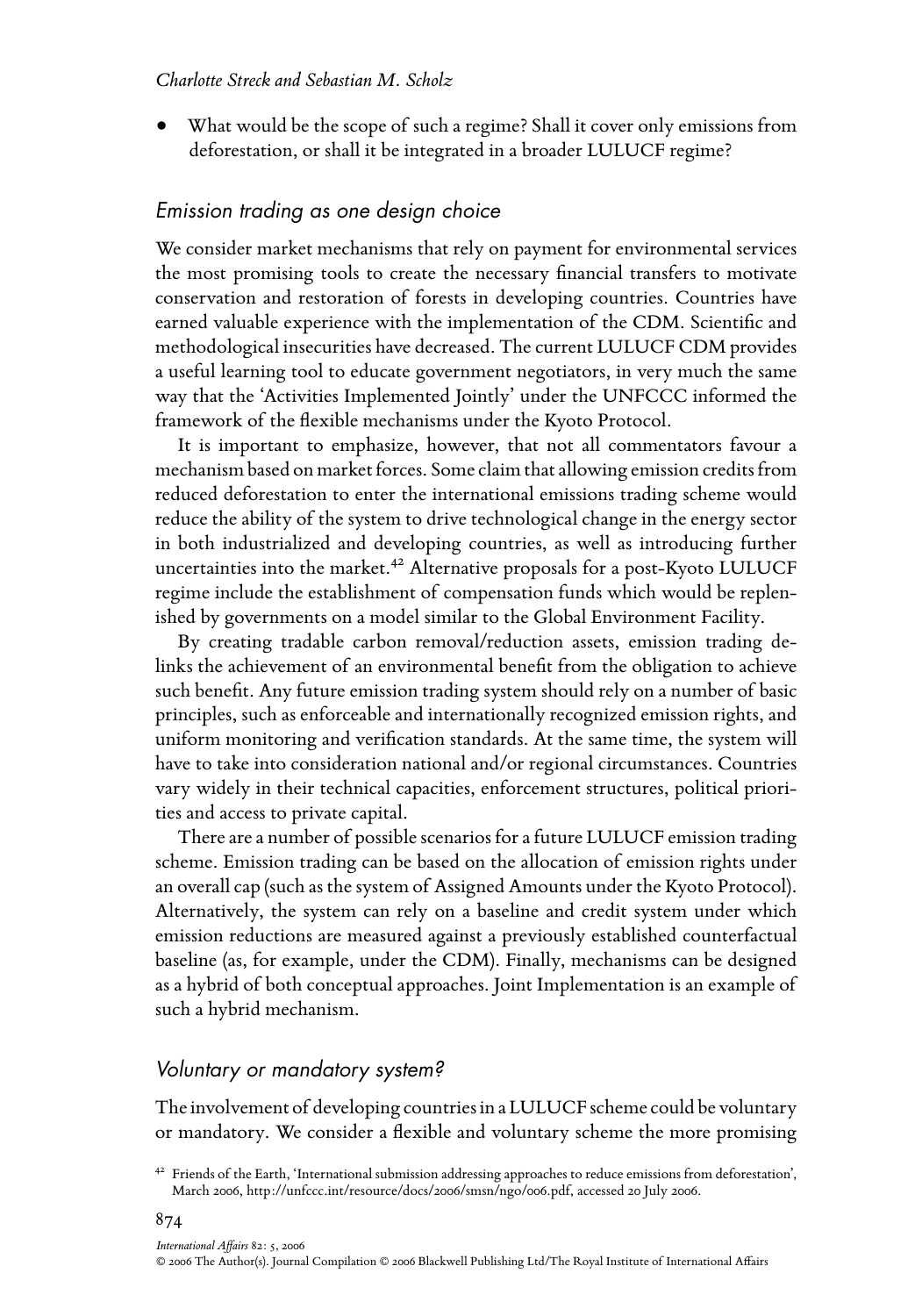- What would be the scope of such a regime? Shall it cover only emissions from deforestation, or shall it be integrated in a broader LULUCF regime?

### *Emission trading as one design choice*

We consider market mechanisms that rely on payment for environmental services the most promising tools to create the necessary financial transfers to motivate conservation and restoration of forests in developing countries. Countries have earned valuable experience with the implementation of the CDM. Scientific and methodological insecurities have decreased. The current LULUCF CDM provides a useful learning tool to educate government negotiators, in very much the same way that the 'Activities Implemented Jointly' under the UNFCCC informed the framework of the flexible mechanisms under the Kyoto Protocol.

It is important to emphasize, however, that not all commentators favour a mechanism based on market forces. Some claim that allowing emission credits from reduced deforestation to enter the international emissions trading scheme would reduce the ability of the system to drive technological change in the energy sector in both industrialized and developing countries, as well as introducing further uncertainties into the market.[42] Alternative proposals for a post-Kyoto LULUCF regime include the establishment of compensation funds which would be replenished by governments on a model similar to the Global Environment Facility.

By creating tradable carbon removal/reduction assets, emission trading delinks the achievement of an environmental benefit from the obligation to achieve such benefit. Any future emission trading system should rely on a number of basic principles, such as enforceable and internationally recognized emission rights, and uniform monitoring and verification standards. At the same time, the system will have to take into consideration national and/or regional circumstances. Countries vary widely in their technical capacities, enforcement structures, political priorities and access to private capital.

There are a number of possible scenarios for a future LULUCF emission trading scheme. Emission trading can be based on the allocation of emission rights under an overall cap (such as the system of Assigned Amounts under the Kyoto Protocol). Alternatively, the system can rely on a baseline and credit system under which emission reductions are measured against a previously established counterfactual baseline (as, for example, under the CDM). Finally, mechanisms can be designed as a hybrid of both conceptual approaches. Joint Implementation is an example of such a hybrid mechanism.

### *Voluntary or mandatory system?*

The involvement of developing countries in a LULUCF scheme could be voluntary or mandatory. We consider a flexible and voluntary scheme the more promising

[42] Friends of the Earth, 'International submission addressing approaches to reduce emissions from deforestation', March 2006, http://unfccc.int/resource/docs/2006/smsn/ngo/006.pdf, accessed 20 July 2006.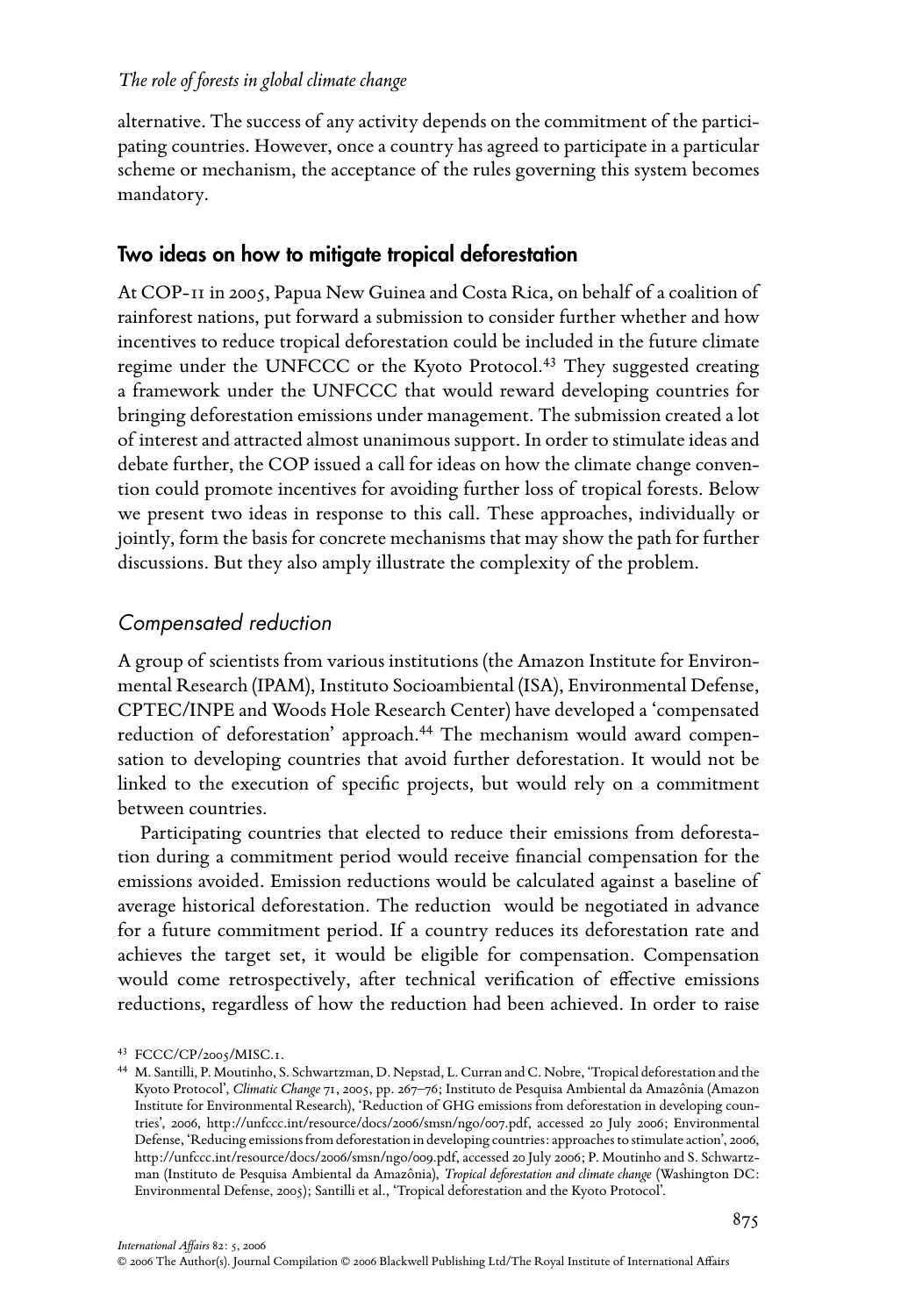alternative. The success of any activity depends on the commitment of the participating countries. However, once a country has agreed to participate in a particular scheme or mechanism, the acceptance of the rules governing this system becomes mandatory.

## Two ideas on how to mitigate tropical deforestation

At COP-11 in 2005, Papua New Guinea and Costa Rica, on behalf of a coalition of rainforest nations, put forward a submission to consider further whether and how incentives to reduce tropical deforestation could be included in the future climate regime under the UNFCCC or the Kyoto Protocol.[43] They suggested creating a framework under the UNFCCC that would reward developing countries for bringing deforestation emissions under management. The submission created a lot of interest and attracted almost unanimous support. In order to stimulate ideas and debate further, the COP issued a call for ideas on how the climate change convention could promote incentives for avoiding further loss of tropical forests. Below we present two ideas in response to this call. These approaches, individually or jointly, form the basis for concrete mechanisms that may show the path for further discussions. But they also amply illustrate the complexity of the problem.

### *Compensated reduction*

A group of scientists from various institutions (the Amazon Institute for Environmental Research (IPAM), Instituto Socioambiental (ISA), Environmental Defense, CPTEC/INPE and Woods Hole Research Center) have developed a 'compensated reduction of deforestation' approach.[44] The mechanism would award compensation to developing countries that avoid further deforestation. It would not be linked to the execution of specific projects, but would rely on a commitment between countries.

Participating countries that elected to reduce their emissions from deforestation during a commitment period would receive financial compensation for the emissions avoided. Emission reductions would be calculated against a baseline of average historical deforestation. The reduction would be negotiated in advance for a future commitment period. If a country reduces its deforestation rate and achieves the target set, it would be eligible for compensation. Compensation would come retrospectively, after technical verification of effective emissions reductions, regardless of how the reduction had been achieved. In order to raise

[43] FCCC/CP/2005/MISC.1.

[44] M. Santilli, P. Moutinho, S. Schwartzman, D. Nepstad, L. Curran and C. Nobre, 'Tropical deforestation and the Kyoto Protocol', *Climatic Change* 71, 2005, pp. 267–76; Instituto de Pesquisa Ambiental da Amazônia (Amazon Institute for Environmental Research), 'Reduction of GHG emissions from deforestation in developing countries', 2006, http://unfccc.int/resource/docs/2006/smsn/ngo/007.pdf, accessed 20 July 2006; Environmental Defense, 'Reducing emissions from deforestation in developing countries: approaches to stimulate action', 2006, http://unfccc.int/resource/docs/2006/smsn/ngo/009.pdf, accessed 20 July 2006; P. Moutinho and S. Schwartzman (Instituto de Pesquisa Ambiental da Amazônia), *Tropical deforestation and climate change* (Washington DC: Environmental Defense, 2005); Santilli et al., 'Tropical deforestation and the Kyoto Protocol'.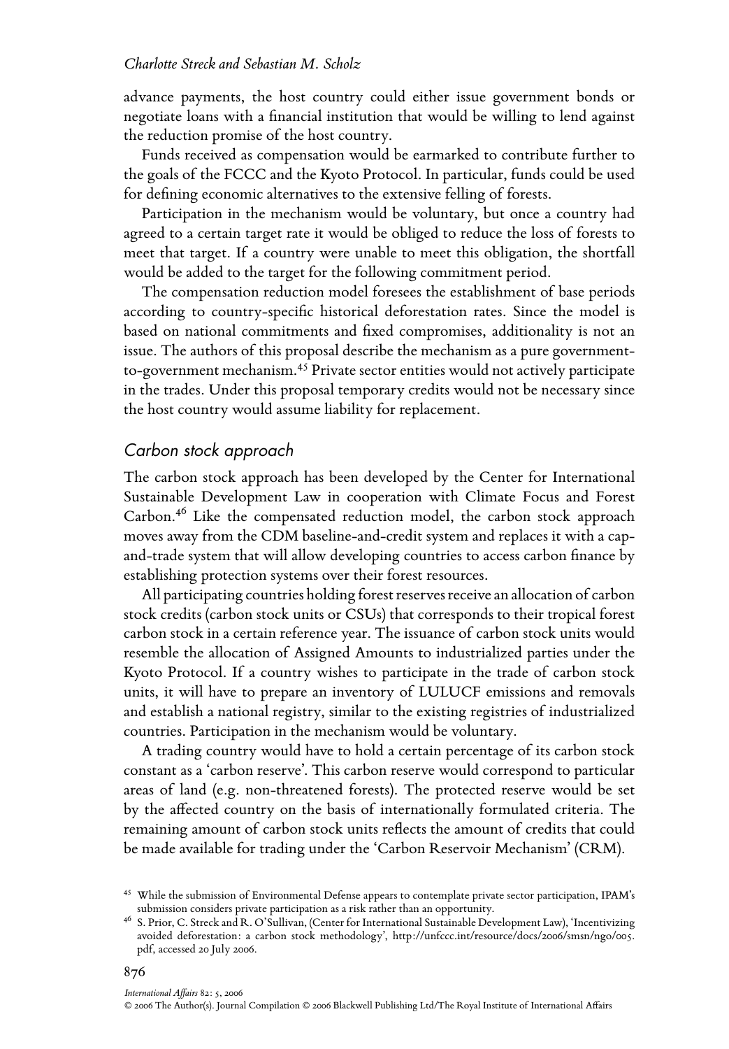advance payments, the host country could either issue government bonds or negotiate loans with a financial institution that would be willing to lend against the reduction promise of the host country.

Funds received as compensation would be earmarked to contribute further to the goals of the FCCC and the Kyoto Protocol. In particular, funds could be used for defining economic alternatives to the extensive felling of forests.

Participation in the mechanism would be voluntary, but once a country had agreed to a certain target rate it would be obliged to reduce the loss of forests to meet that target. If a country were unable to meet this obligation, the shortfall would be added to the target for the following commitment period.

The compensation reduction model foresees the establishment of base periods according to country-specific historical deforestation rates. Since the model is based on national commitments and fixed compromises, additionality is not an issue. The authors of this proposal describe the mechanism as a pure government-to-government mechanism.[45] Private sector entities would not actively participate in the trades. Under this proposal temporary credits would not be necessary since the host country would assume liability for replacement.

### *Carbon stock approach*

The carbon stock approach has been developed by the Center for International Sustainable Development Law in cooperation with Climate Focus and Forest Carbon.[46] Like the compensated reduction model, the carbon stock approach moves away from the CDM baseline-and-credit system and replaces it with a cap-and-trade system that will allow developing countries to access carbon finance by establishing protection systems over their forest resources.

All participating countries holding forest reserves receive an allocation of carbon stock credits (carbon stock units or CSUs) that corresponds to their tropical forest carbon stock in a certain reference year. The issuance of carbon stock units would resemble the allocation of Assigned Amounts to industrialized parties under the Kyoto Protocol. If a country wishes to participate in the trade of carbon stock units, it will have to prepare an inventory of LULUCF emissions and removals and establish a national registry, similar to the existing registries of industrialized countries. Participation in the mechanism would be voluntary.

A trading country would have to hold a certain percentage of its carbon stock constant as a 'carbon reserve'. This carbon reserve would correspond to particular areas of land (e.g. non-threatened forests). The protected reserve would be set by the affected country on the basis of internationally formulated criteria. The remaining amount of carbon stock units reflects the amount of credits that could be made available for trading under the 'Carbon Reservoir Mechanism' (CRM).

---

[45] While the submission of Environmental Defense appears to contemplate private sector participation, IPAM's submission considers private participation as a risk rather than an opportunity.

[46] S. Prior, C. Streck and R. O'Sullivan, (Center for International Sustainable Development Law), 'Incentivizing avoided deforestation: a carbon stock methodology', http://unfccc.int/resource/docs/2006/smsn/ngo/005.pdf, accessed 20 July 2006.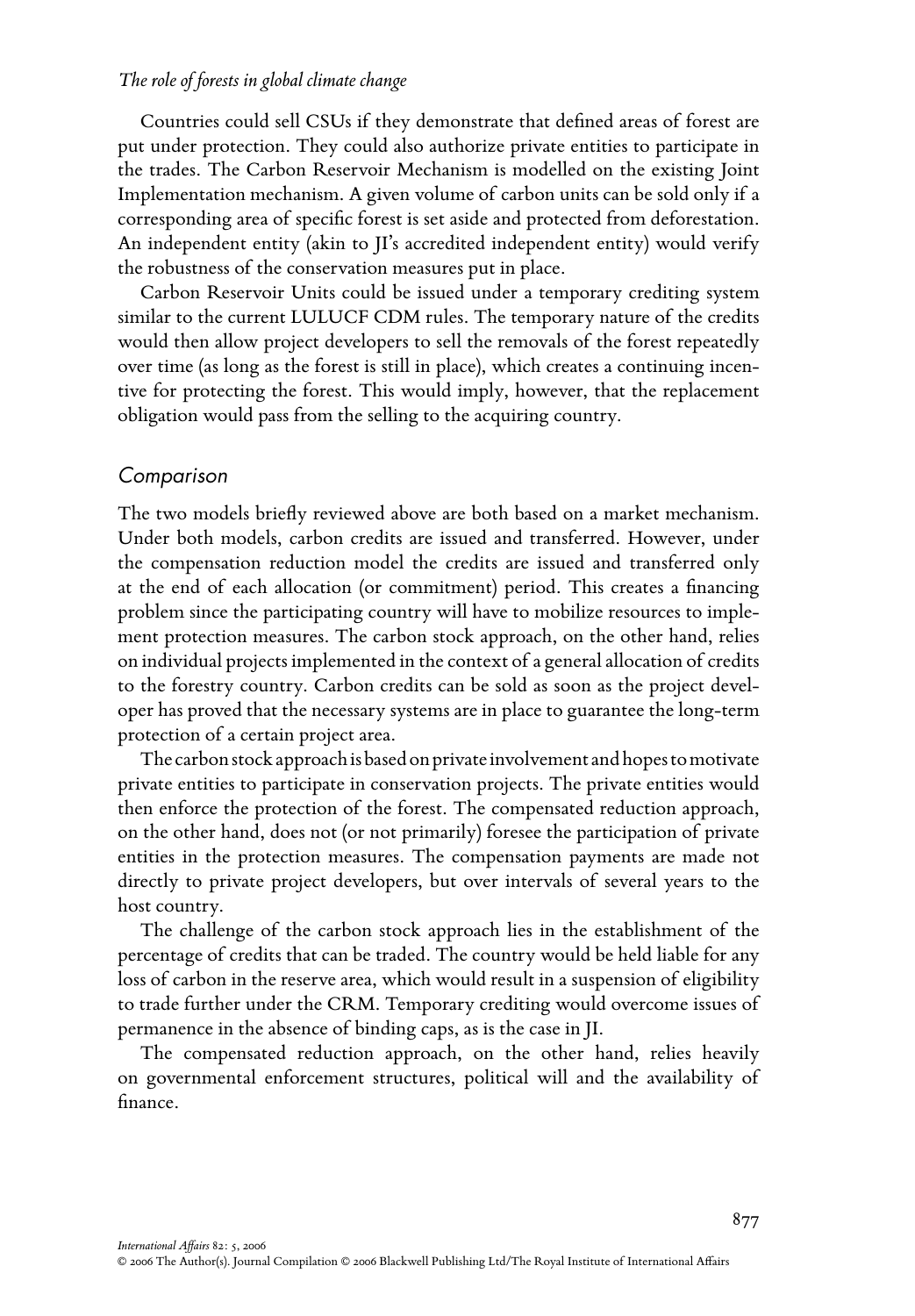Countries could sell CSUs if they demonstrate that defined areas of forest are put under protection. They could also authorize private entities to participate in the trades. The Carbon Reservoir Mechanism is modelled on the existing Joint Implementation mechanism. A given volume of carbon units can be sold only if a corresponding area of specific forest is set aside and protected from deforestation. An independent entity (akin to JI's accredited independent entity) would verify the robustness of the conservation measures put in place.

Carbon Reservoir Units could be issued under a temporary crediting system similar to the current LULUCF CDM rules. The temporary nature of the credits would then allow project developers to sell the removals of the forest repeatedly over time (as long as the forest is still in place), which creates a continuing incentive for protecting the forest. This would imply, however, that the replacement obligation would pass from the selling to the acquiring country.

## Comparison

The two models briefly reviewed above are both based on a market mechanism. Under both models, carbon credits are issued and transferred. However, under the compensation reduction model the credits are issued and transferred only at the end of each allocation (or commitment) period. This creates a financing problem since the participating country will have to mobilize resources to implement protection measures. The carbon stock approach, on the other hand, relies on individual projects implemented in the context of a general allocation of credits to the forestry country. Carbon credits can be sold as soon as the project developer has proved that the necessary systems are in place to guarantee the long-term protection of a certain project area.

The carbon stock approach is based on private involvement and hopes to motivate private entities to participate in conservation projects. The private entities would then enforce the protection of the forest. The compensated reduction approach, on the other hand, does not (or not primarily) foresee the participation of private entities in the protection measures. The compensation payments are made not directly to private project developers, but over intervals of several years to the host country.

The challenge of the carbon stock approach lies in the establishment of the percentage of credits that can be traded. The country would be held liable for any loss of carbon in the reserve area, which would result in a suspension of eligibility to trade further under the CRM. Temporary crediting would overcome issues of permanence in the absence of binding caps, as is the case in JI.

The compensated reduction approach, on the other hand, relies heavily on governmental enforcement structures, political will and the availability of finance.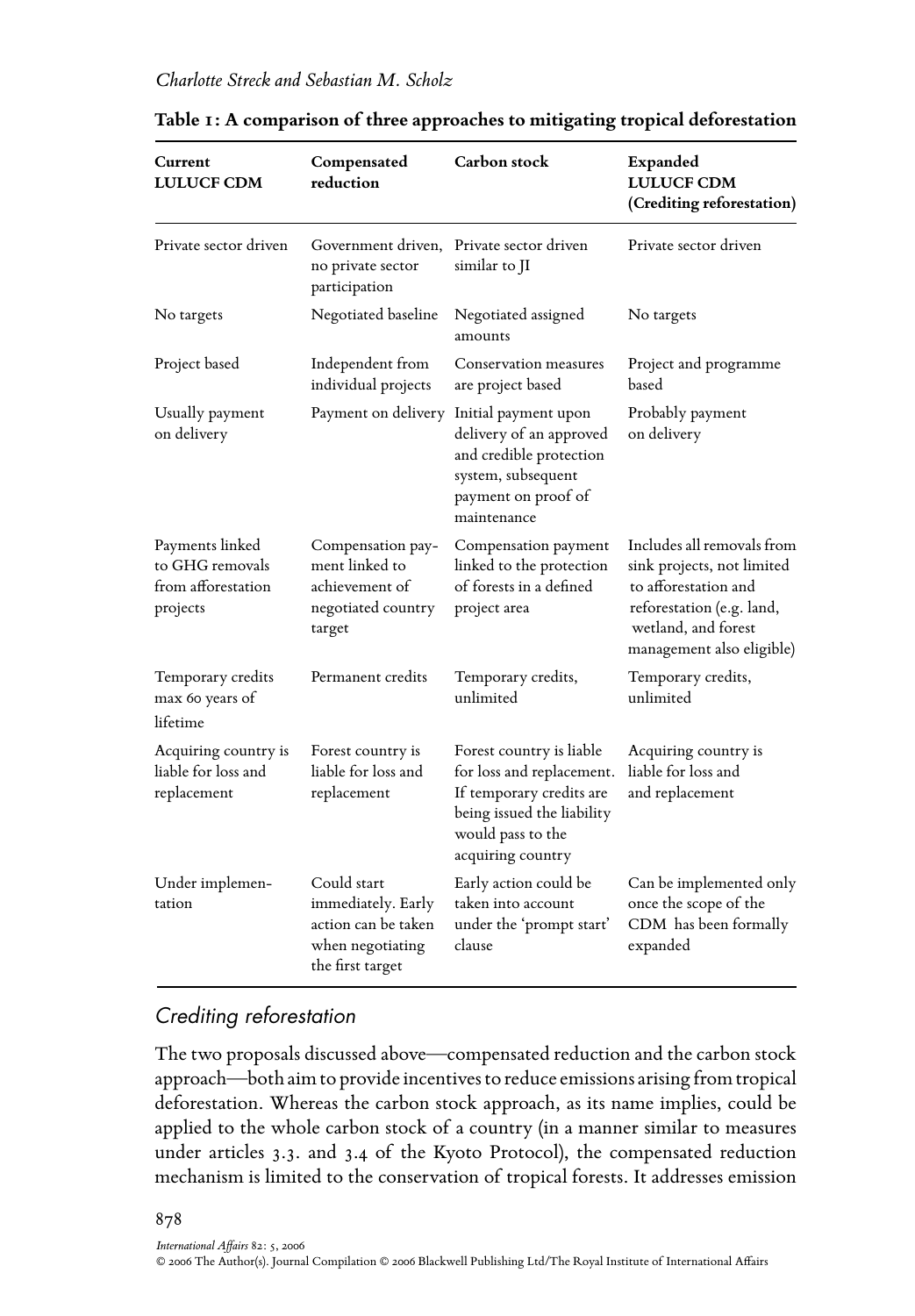**Table 1: A comparison of three approaches to mitigating tropical deforestation**

| Current LULUCF CDM | Compensated reduction | Carbon stock | Expanded LULUCF CDM (Crediting reforestation) |
|---|---|---|---|
| Private sector driven | Government driven, no private sector participation | Private sector driven similar to JI | Private sector driven |
| No targets | Negotiated baseline | Negotiated assigned amounts | No targets |
| Project based | Independent from individual projects | Conservation measures are project based | Project and programme based |
| Usually payment on delivery | Payment on delivery | Initial payment upon delivery of an approved and credible protection system, subsequent payment on proof of maintenance | Probably payment on delivery |
| Payments linked to GHG removals from afforestation projects | Compensation payment linked to achievement of negotiated country target | Compensation payment linked to the protection of forests in a defined project area | Includes all removals from sink projects, not limited to afforestation and reforestation (e.g. land, wetland, and forest management also eligible) |
| Temporary credits max 60 years of lifetime | Permanent credits | Temporary credits, unlimited | Temporary credits, unlimited |
| Acquiring country is liable for loss and replacement | Forest country is liable for loss and replacement | Forest country is liable for loss and replacement. If temporary credits are being issued the liability would pass to the acquiring country | Acquiring country is liable for loss and and replacement |
| Under implementation | Could start immediately. Early action can be taken when negotiating the first target | Early action could be taken into account under the 'prompt start' clause | Can be implemented only once the scope of the CDM has been formally expanded |

## Crediting reforestation

The two proposals discussed above—compensated reduction and the carbon stock approach—both aim to provide incentives to reduce emissions arising from tropical deforestation. Whereas the carbon stock approach, as its name implies, could be applied to the whole carbon stock of a country (in a manner similar to measures under articles 3.3. and 3.4 of the Kyoto Protocol), the compensated reduction mechanism is limited to the conservation of tropical forests. It addresses emission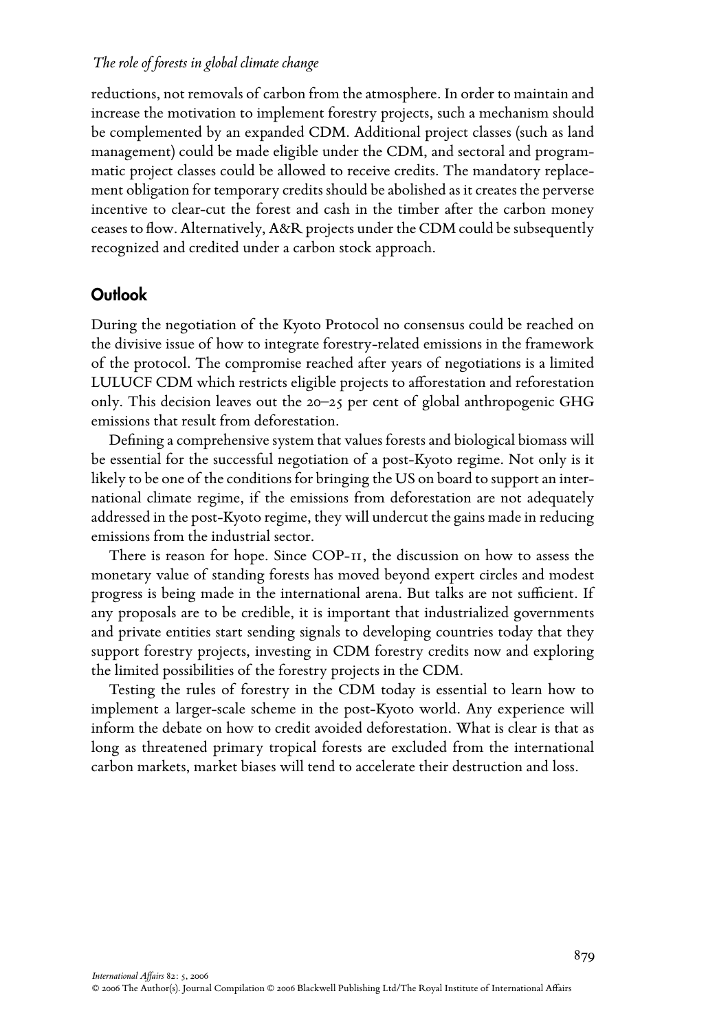reductions, not removals of carbon from the atmosphere. In order to maintain and increase the motivation to implement forestry projects, such a mechanism should be complemented by an expanded CDM. Additional project classes (such as land management) could be made eligible under the CDM, and sectoral and programmatic project classes could be allowed to receive credits. The mandatory replacement obligation for temporary credits should be abolished as it creates the perverse incentive to clear-cut the forest and cash in the timber after the carbon money ceases to flow. Alternatively, A&R projects under the CDM could be subsequently recognized and credited under a carbon stock approach.

## Outlook

During the negotiation of the Kyoto Protocol no consensus could be reached on the divisive issue of how to integrate forestry-related emissions in the framework of the protocol. The compromise reached after years of negotiations is a limited LULUCF CDM which restricts eligible projects to afforestation and reforestation only. This decision leaves out the 20–25 per cent of global anthropogenic GHG emissions that result from deforestation.

Defining a comprehensive system that values forests and biological biomass will be essential for the successful negotiation of a post-Kyoto regime. Not only is it likely to be one of the conditions for bringing the US on board to support an international climate regime, if the emissions from deforestation are not adequately addressed in the post-Kyoto regime, they will undercut the gains made in reducing emissions from the industrial sector.

There is reason for hope. Since COP-11, the discussion on how to assess the monetary value of standing forests has moved beyond expert circles and modest progress is being made in the international arena. But talks are not sufficient. If any proposals are to be credible, it is important that industrialized governments and private entities start sending signals to developing countries today that they support forestry projects, investing in CDM forestry credits now and exploring the limited possibilities of the forestry projects in the CDM.

Testing the rules of forestry in the CDM today is essential to learn how to implement a larger-scale scheme in the post-Kyoto world. Any experience will inform the debate on how to credit avoided deforestation. What is clear is that as long as threatened primary tropical forests are excluded from the international carbon markets, market biases will tend to accelerate their destruction and loss.